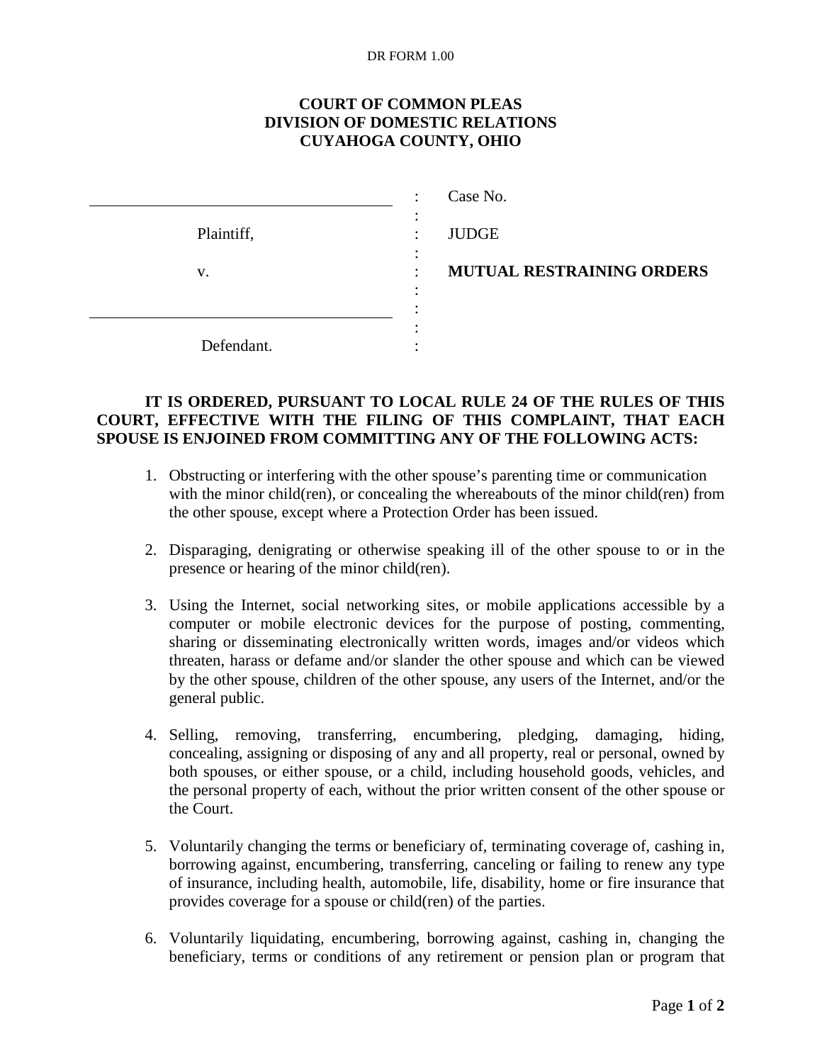DR FORM 1.00

**COURT OF COMMON PLEAS**
**DIVISION OF DOMESTIC RELATIONS**
**CUYAHOGA COUNTY, OHIO**

| | | |
|---|---|---|
| ______________________________ | : | Case No. |
| Plaintiff, | : | JUDGE |
| v. | : | **MUTUAL RESTRAINING ORDERS** |
| ______________________________ | : | |
| Defendant. | : | |

**IT IS ORDERED, PURSUANT TO LOCAL RULE 24 OF THE RULES OF THIS COURT, EFFECTIVE WITH THE FILING OF THIS COMPLAINT, THAT EACH SPOUSE IS ENJOINED FROM COMMITTING ANY OF THE FOLLOWING ACTS:**

1. Obstructing or interfering with the other spouse's parenting time or communication with the minor child(ren), or concealing the whereabouts of the minor child(ren) from the other spouse, except where a Protection Order has been issued.

2. Disparaging, denigrating or otherwise speaking ill of the other spouse to or in the presence or hearing of the minor child(ren).

3. Using the Internet, social networking sites, or mobile applications accessible by a computer or mobile electronic devices for the purpose of posting, commenting, sharing or disseminating electronically written words, images and/or videos which threaten, harass or defame and/or slander the other spouse and which can be viewed by the other spouse, children of the other spouse, any users of the Internet, and/or the general public.

4. Selling, removing, transferring, encumbering, pledging, damaging, hiding, concealing, assigning or disposing of any and all property, real or personal, owned by both spouses, or either spouse, or a child, including household goods, vehicles, and the personal property of each, without the prior written consent of the other spouse or the Court.

5. Voluntarily changing the terms or beneficiary of, terminating coverage of, cashing in, borrowing against, encumbering, transferring, canceling or failing to renew any type of insurance, including health, automobile, life, disability, home or fire insurance that provides coverage for a spouse or child(ren) of the parties.

6. Voluntarily liquidating, encumbering, borrowing against, cashing in, changing the beneficiary, terms or conditions of any retirement or pension plan or program that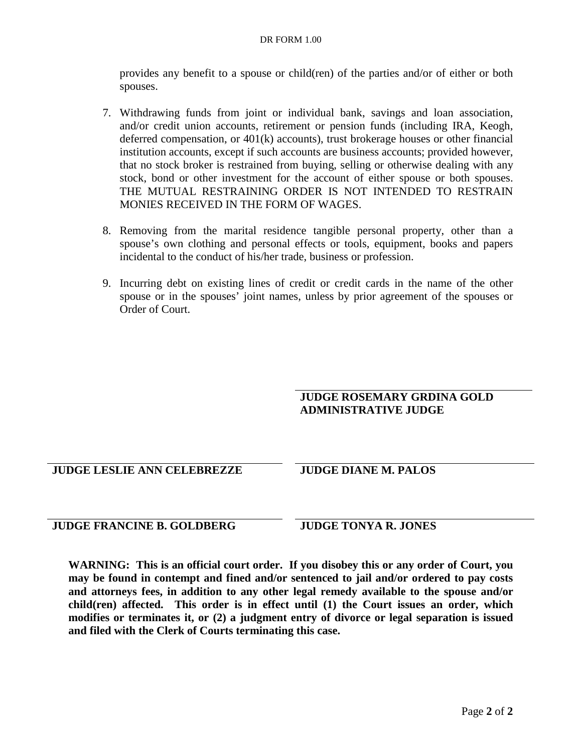provides any benefit to a spouse or child(ren) of the parties and/or of either or both spouses.

7. Withdrawing funds from joint or individual bank, savings and loan association, and/or credit union accounts, retirement or pension funds (including IRA, Keogh, deferred compensation, or 401(k) accounts), trust brokerage houses or other financial institution accounts, except if such accounts are business accounts; provided however, that no stock broker is restrained from buying, selling or otherwise dealing with any stock, bond or other investment for the account of either spouse or both spouses. THE MUTUAL RESTRAINING ORDER IS NOT INTENDED TO RESTRAIN MONIES RECEIVED IN THE FORM OF WAGES.

8. Removing from the marital residence tangible personal property, other than a spouse's own clothing and personal effects or tools, equipment, books and papers incidental to the conduct of his/her trade, business or profession.

9. Incurring debt on existing lines of credit or credit cards in the name of the other spouse or in the spouses' joint names, unless by prior agreement of the spouses or Order of Court.

**JUDGE ROSEMARY GRDINA GOLD**
**ADMINISTRATIVE JUDGE**

**JUDGE LESLIE ANN CELEBREZZE**

**JUDGE DIANE M. PALOS**

**JUDGE FRANCINE B. GOLDBERG**

**JUDGE TONYA R. JONES**

**WARNING: This is an official court order. If you disobey this or any order of Court, you may be found in contempt and fined and/or sentenced to jail and/or ordered to pay costs and attorneys fees, in addition to any other legal remedy available to the spouse and/or child(ren) affected. This order is in effect until (1) the Court issues an order, which modifies or terminates it, or (2) a judgment entry of divorce or legal separation is issued and filed with the Clerk of Courts terminating this case.**